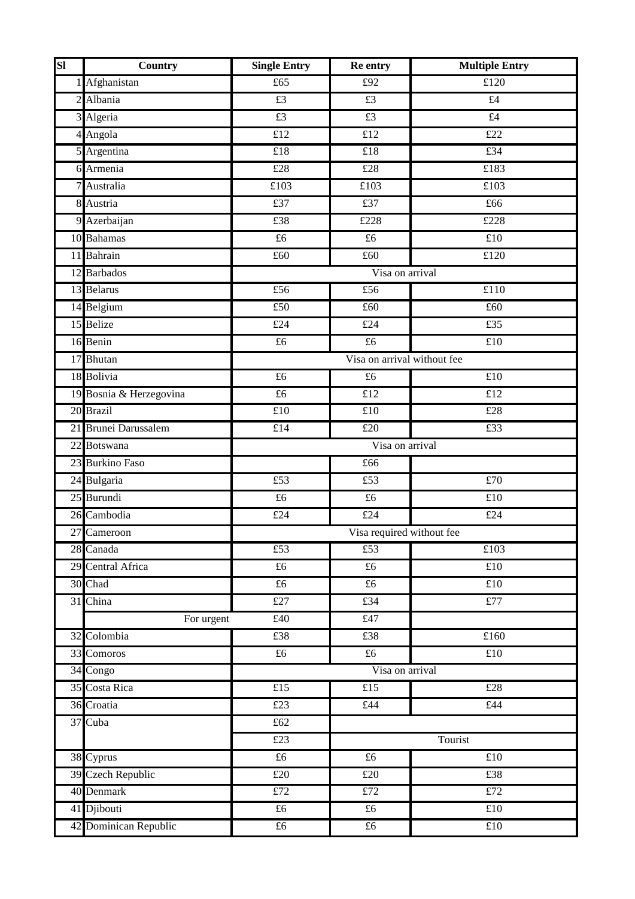| Sl | Country | Single Entry | Re entry | Multiple Entry |
|---|---|---|---|---|
| 1 | Afghanistan | £65 | £92 | £120 |
| 2 | Albania | £3 | £3 | £4 |
| 3 | Algeria | £3 | £3 | £4 |
| 4 | Angola | £12 | £12 | £22 |
| 5 | Argentina | £18 | £18 | £34 |
| 6 | Armenia | £28 | £28 | £183 |
| 7 | Australia | £103 | £103 | £103 |
| 8 | Austria | £37 | £37 | £66 |
| 9 | Azerbaijan | £38 | £228 | £228 |
| 10 | Bahamas | £6 | £6 | £10 |
| 11 | Bahrain | £60 | £60 | £120 |
| 12 | Barbados | Visa on arrival | | |
| 13 | Belarus | £56 | £56 | £110 |
| 14 | Belgium | £50 | £60 | £60 |
| 15 | Belize | £24 | £24 | £35 |
| 16 | Benin | £6 | £6 | £10 |
| 17 | Bhutan | Visa on arrival without fee | | |
| 18 | Bolivia | £6 | £6 | £10 |
| 19 | Bosnia & Herzegovina | £6 | £12 | £12 |
| 20 | Brazil | £10 | £10 | £28 |
| 21 | Brunei Darussalem | £14 | £20 | £33 |
| 22 | Botswana | Visa on arrival | | |
| 23 | Burkino Faso | | £66 | |
| 24 | Bulgaria | £53 | £53 | £70 |
| 25 | Burundi | £6 | £6 | £10 |
| 26 | Cambodia | £24 | £24 | £24 |
| 27 | Cameroon | Visa required without fee | | |
| 28 | Canada | £53 | £53 | £103 |
| 29 | Central Africa | £6 | £6 | £10 |
| 30 | Chad | £6 | £6 | £10 |
| 31 | China | £27 | £34 | £77 |
| | For urgent | £40 | £47 | |
| 32 | Colombia | £38 | £38 | £160 |
| 33 | Comoros | £6 | £6 | £10 |
| 34 | Congo | Visa on arrival | | |
| 35 | Costa Rica | £15 | £15 | £28 |
| 36 | Croatia | £23 | £44 | £44 |
| 37 | Cuba | £62 | | |
| | | £23 | Tourist | |
| 38 | Cyprus | £6 | £6 | £10 |
| 39 | Czech Republic | £20 | £20 | £38 |
| 40 | Denmark | £72 | £72 | £72 |
| 41 | Djibouti | £6 | £6 | £10 |
| 42 | Dominican Republic | £6 | £6 | £10 |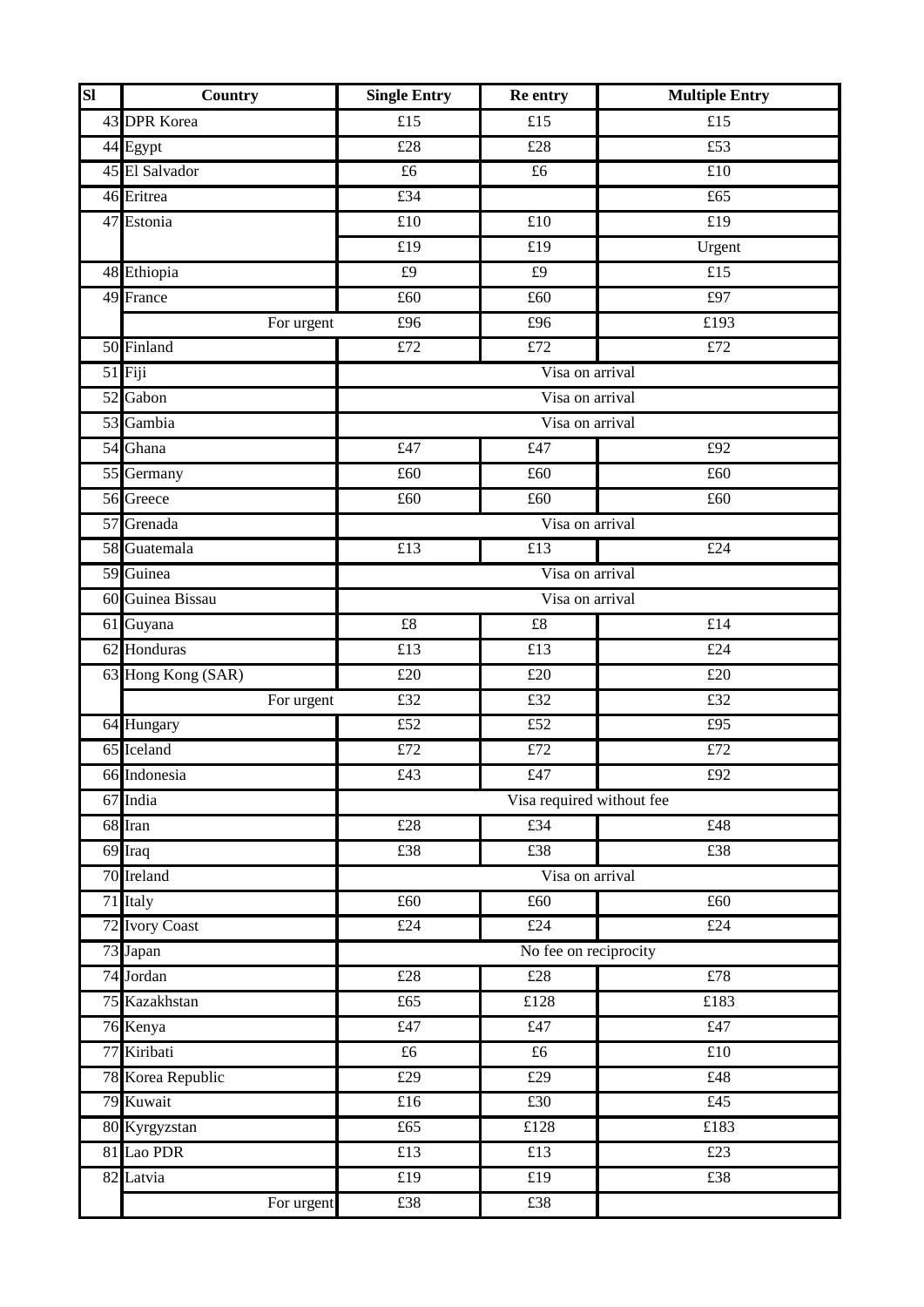| Sl | Country | Single Entry | Re entry | Multiple Entry |
|---|---|---|---|---|
| 43 | DPR Korea | £15 | £15 | £15 |
| 44 | Egypt | £28 | £28 | £53 |
| 45 | El Salvador | £6 | £6 | £10 |
| 46 | Eritrea | £34 | | £65 |
| 47 | Estonia | £10 | £10 | £19 |
| | | £19 | £19 | Urgent |
| 48 | Ethiopia | £9 | £9 | £15 |
| 49 | France | £60 | £60 | £97 |
| | For urgent | £96 | £96 | £193 |
| 50 | Finland | £72 | £72 | £72 |
| 51 | Fiji | Visa on arrival | | |
| 52 | Gabon | Visa on arrival | | |
| 53 | Gambia | Visa on arrival | | |
| 54 | Ghana | £47 | £47 | £92 |
| 55 | Germany | £60 | £60 | £60 |
| 56 | Greece | £60 | £60 | £60 |
| 57 | Grenada | Visa on arrival | | |
| 58 | Guatemala | £13 | £13 | £24 |
| 59 | Guinea | Visa on arrival | | |
| 60 | Guinea Bissau | Visa on arrival | | |
| 61 | Guyana | £8 | £8 | £14 |
| 62 | Honduras | £13 | £13 | £24 |
| 63 | Hong Kong (SAR) | £20 | £20 | £20 |
| | For urgent | £32 | £32 | £32 |
| 64 | Hungary | £52 | £52 | £95 |
| 65 | Iceland | £72 | £72 | £72 |
| 66 | Indonesia | £43 | £47 | £92 |
| 67 | India | Visa required without fee | | |
| 68 | Iran | £28 | £34 | £48 |
| 69 | Iraq | £38 | £38 | £38 |
| 70 | Ireland | Visa on arrival | | |
| 71 | Italy | £60 | £60 | £60 |
| 72 | Ivory Coast | £24 | £24 | £24 |
| 73 | Japan | No fee on reciprocity | | |
| 74 | Jordan | £28 | £28 | £78 |
| 75 | Kazakhstan | £65 | £128 | £183 |
| 76 | Kenya | £47 | £47 | £47 |
| 77 | Kiribati | £6 | £6 | £10 |
| 78 | Korea Republic | £29 | £29 | £48 |
| 79 | Kuwait | £16 | £30 | £45 |
| 80 | Kyrgyzstan | £65 | £128 | £183 |
| 81 | Lao PDR | £13 | £13 | £23 |
| 82 | Latvia | £19 | £19 | £38 |
| | For urgent | £38 | £38 | |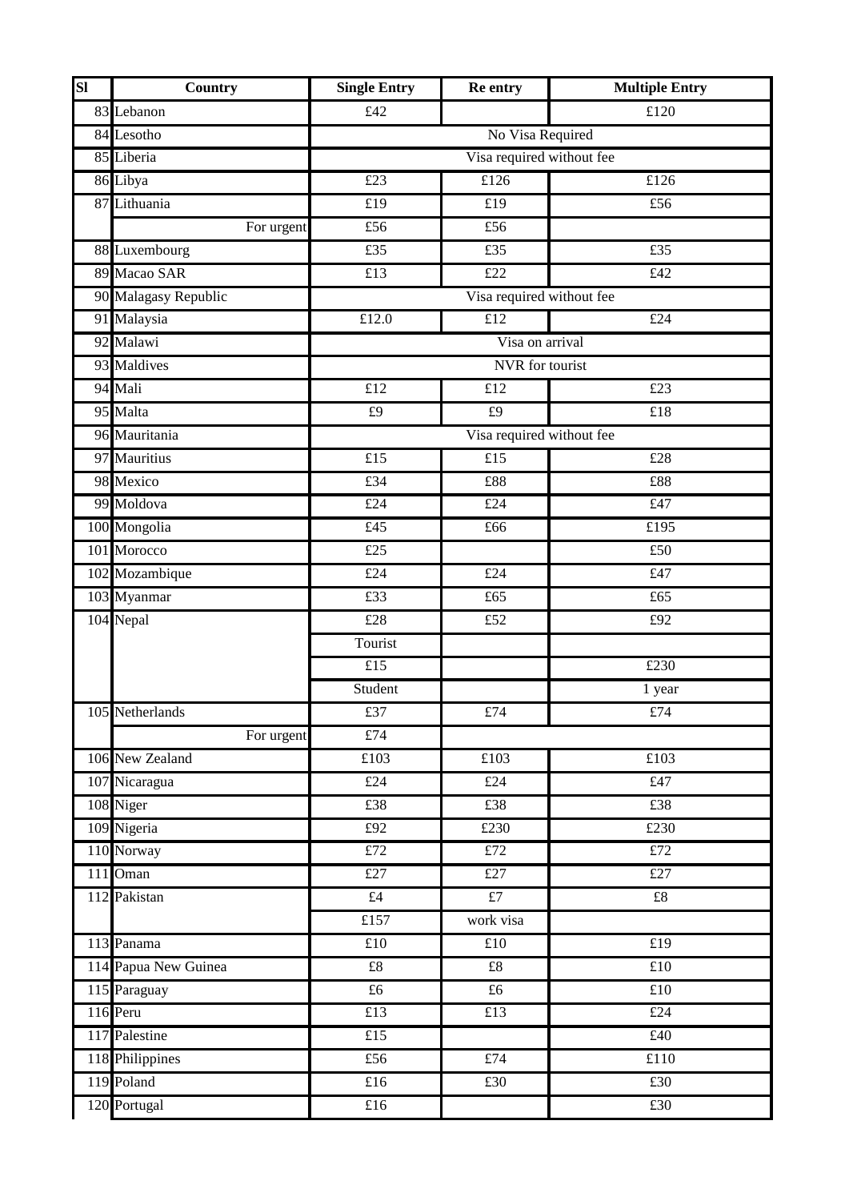| Sl | Country | Single Entry | Re entry | Multiple Entry |
|---|---|---|---|---|
| 83 | Lebanon | £42 | | £120 |
| 84 | Lesotho | No Visa Required | | |
| 85 | Liberia | Visa required without fee | | |
| 86 | Libya | £23 | £126 | £126 |
| 87 | Lithuania | £19 | £19 | £56 |
| | For urgent | £56 | £56 | |
| 88 | Luxembourg | £35 | £35 | £35 |
| 89 | Macao SAR | £13 | £22 | £42 |
| 90 | Malagasy Republic | Visa required without fee | | |
| 91 | Malaysia | £12.0 | £12 | £24 |
| 92 | Malawi | Visa on arrival | | |
| 93 | Maldives | NVR for tourist | | |
| 94 | Mali | £12 | £12 | £23 |
| 95 | Malta | £9 | £9 | £18 |
| 96 | Mauritania | Visa required without fee | | |
| 97 | Mauritius | £15 | £15 | £28 |
| 98 | Mexico | £34 | £88 | £88 |
| 99 | Moldova | £24 | £24 | £47 |
| 100 | Mongolia | £45 | £66 | £195 |
| 101 | Morocco | £25 | | £50 |
| 102 | Mozambique | £24 | £24 | £47 |
| 103 | Myanmar | £33 | £65 | £65 |
| 104 | Nepal | £28 | £52 | £92 |
| | | Tourist | | |
| | | £15 | | £230 |
| | | Student | | 1 year |
| 105 | Netherlands | £37 | £74 | £74 |
| | For urgent | £74 | | |
| 106 | New Zealand | £103 | £103 | £103 |
| 107 | Nicaragua | £24 | £24 | £47 |
| 108 | Niger | £38 | £38 | £38 |
| 109 | Nigeria | £92 | £230 | £230 |
| 110 | Norway | £72 | £72 | £72 |
| 111 | Oman | £27 | £27 | £27 |
| 112 | Pakistan | £4 | £7 | £8 |
| | | £157 | work visa | |
| 113 | Panama | £10 | £10 | £19 |
| 114 | Papua New Guinea | £8 | £8 | £10 |
| 115 | Paraguay | £6 | £6 | £10 |
| 116 | Peru | £13 | £13 | £24 |
| 117 | Palestine | £15 | | £40 |
| 118 | Philippines | £56 | £74 | £110 |
| 119 | Poland | £16 | £30 | £30 |
| 120 | Portugal | £16 | | £30 |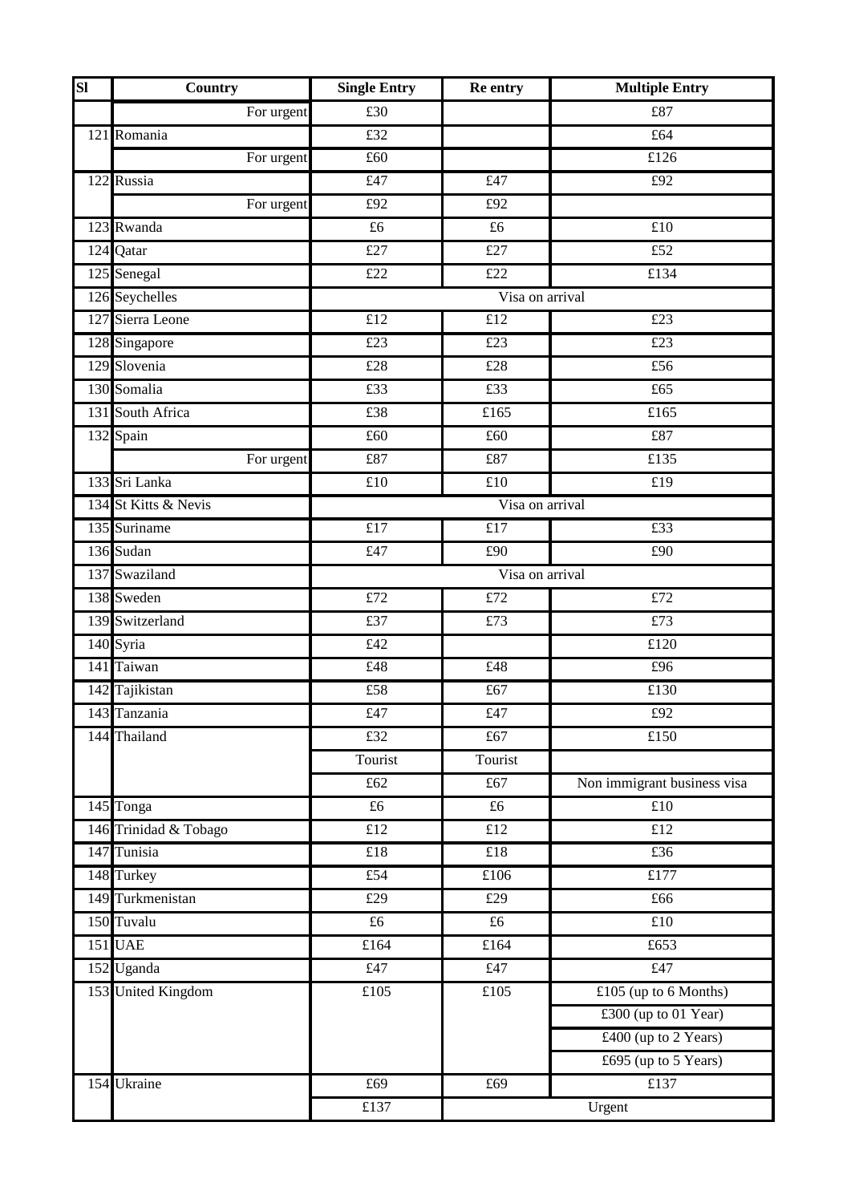| Sl | Country | Single Entry | Re entry | Multiple Entry |
|---|---|---|---|---|
| | For urgent | £30 | | £87 |
| 121 | Romania | £32 | | £64 |
| | For urgent | £60 | | £126 |
| 122 | Russia | £47 | £47 | £92 |
| | For urgent | £92 | £92 | |
| 123 | Rwanda | £6 | £6 | £10 |
| 124 | Qatar | £27 | £27 | £52 |
| 125 | Senegal | £22 | £22 | £134 |
| 126 | Seychelles | Visa on arrival | | |
| 127 | Sierra Leone | £12 | £12 | £23 |
| 128 | Singapore | £23 | £23 | £23 |
| 129 | Slovenia | £28 | £28 | £56 |
| 130 | Somalia | £33 | £33 | £65 |
| 131 | South Africa | £38 | £165 | £165 |
| 132 | Spain | £60 | £60 | £87 |
| | For urgent | £87 | £87 | £135 |
| 133 | Sri Lanka | £10 | £10 | £19 |
| 134 | St Kitts & Nevis | Visa on arrival | | |
| 135 | Suriname | £17 | £17 | £33 |
| 136 | Sudan | £47 | £90 | £90 |
| 137 | Swaziland | Visa on arrival | | |
| 138 | Sweden | £72 | £72 | £72 |
| 139 | Switzerland | £37 | £73 | £73 |
| 140 | Syria | £42 | | £120 |
| 141 | Taiwan | £48 | £48 | £96 |
| 142 | Tajikistan | £58 | £67 | £130 |
| 143 | Tanzania | £47 | £47 | £92 |
| 144 | Thailand | £32 | £67 | £150 |
| | | Tourist | Tourist | |
| | | £62 | £67 | Non immigrant business visa |
| 145 | Tonga | £6 | £6 | £10 |
| 146 | Trinidad & Tobago | £12 | £12 | £12 |
| 147 | Tunisia | £18 | £18 | £36 |
| 148 | Turkey | £54 | £106 | £177 |
| 149 | Turkmenistan | £29 | £29 | £66 |
| 150 | Tuvalu | £6 | £6 | £10 |
| 151 | UAE | £164 | £164 | £653 |
| 152 | Uganda | £47 | £47 | £47 |
| 153 | United Kingdom | £105 | £105 | £105 (up to 6 Months) |
| | | | | £300 (up to 01 Year) |
| | | | | £400 (up to 2 Years) |
| | | | | £695 (up to 5 Years) |
| 154 | Ukraine | £69 | £69 | £137 |
| | | £137 | Urgent | |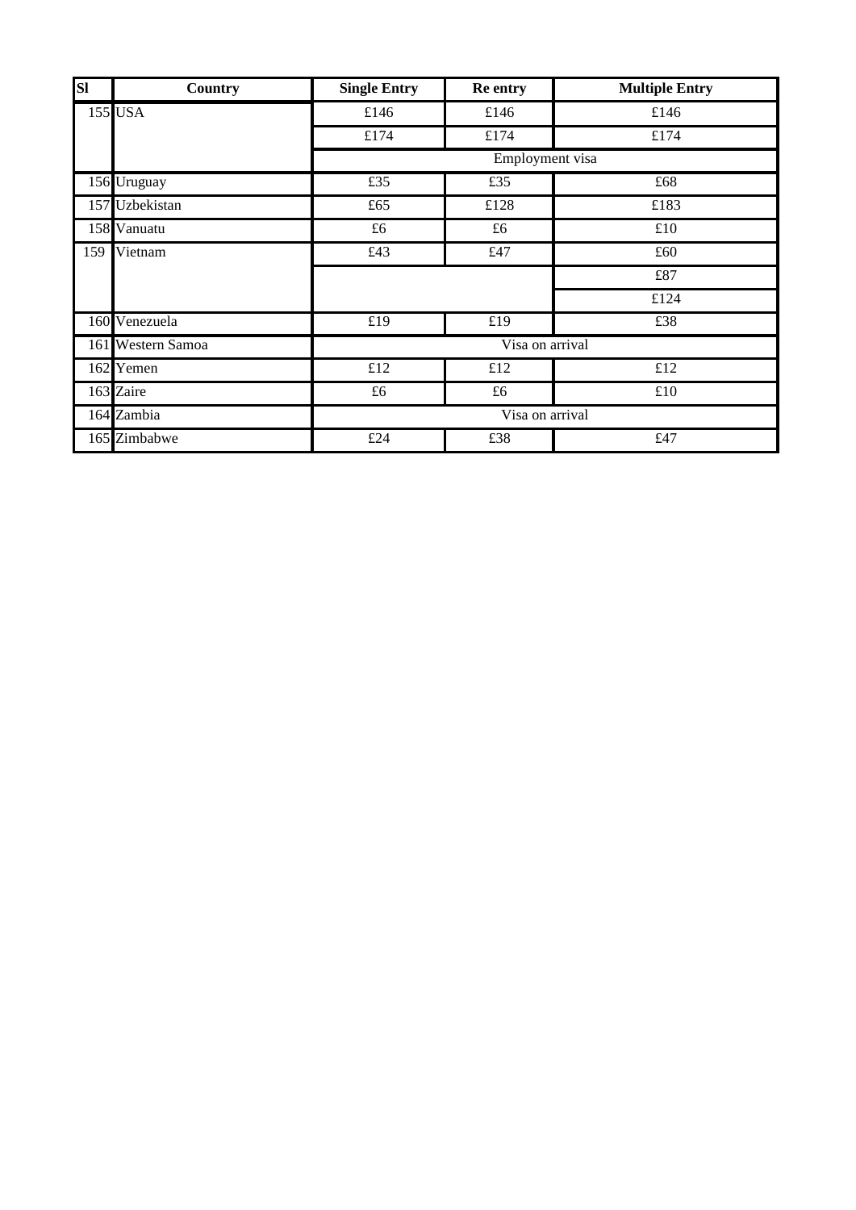| Sl | Country | Single Entry | Re entry | Multiple Entry |
|---|---|---|---|---|
| 155 | USA | £146 | £146 | £146 |
| | | £174 | £174 | £174 |
| | | Employment visa | | |
| 156 | Uruguay | £35 | £35 | £68 |
| 157 | Uzbekistan | £65 | £128 | £183 |
| 158 | Vanuatu | £6 | £6 | £10 |
| 159 | Vietnam | £43 | £47 | £60 |
| | | | | £87 |
| | | | | £124 |
| 160 | Venezuela | £19 | £19 | £38 |
| 161 | Western Samoa | Visa on arrival | | |
| 162 | Yemen | £12 | £12 | £12 |
| 163 | Zaire | £6 | £6 | £10 |
| 164 | Zambia | Visa on arrival | | |
| 165 | Zimbabwe | £24 | £38 | £47 |